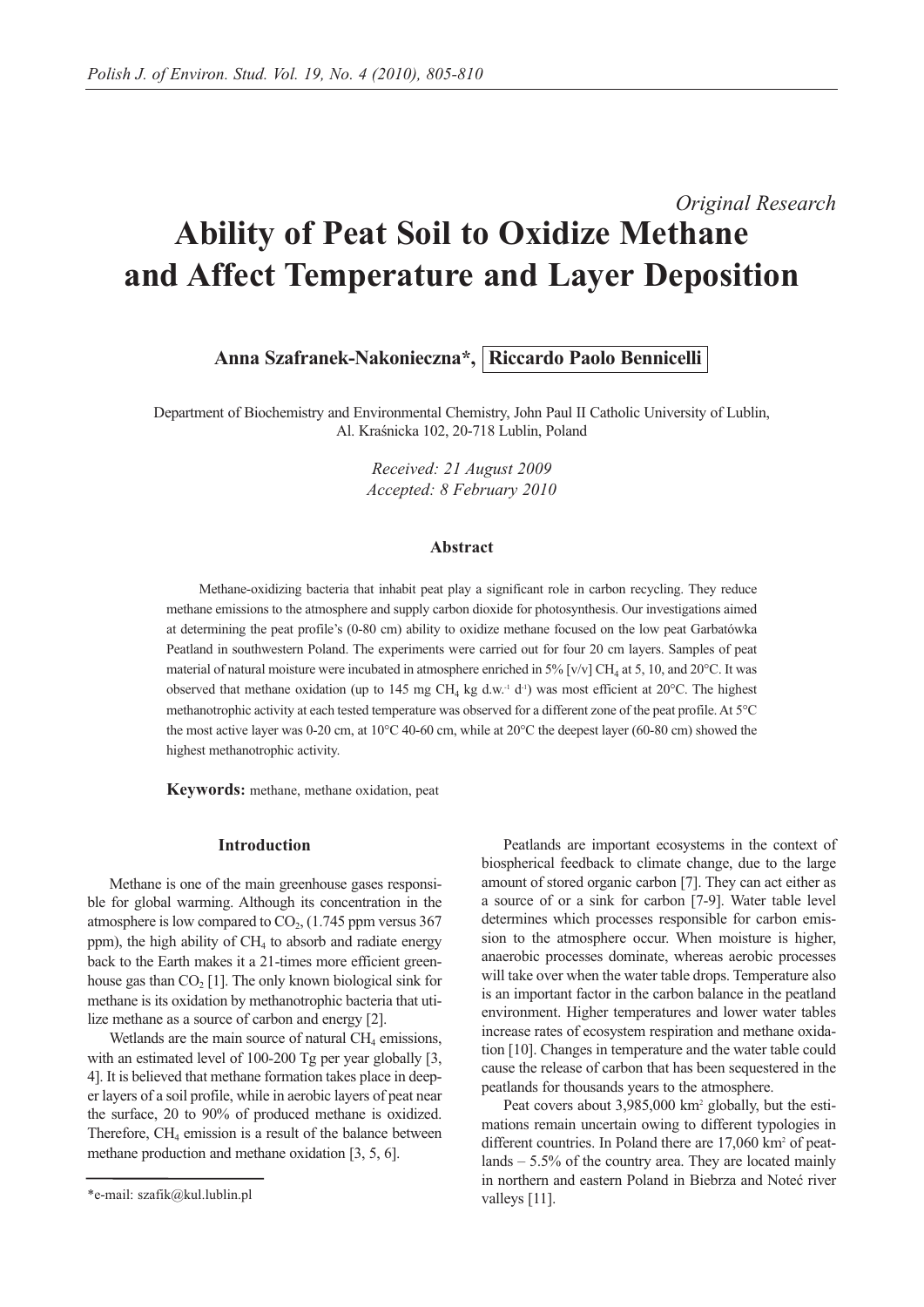*Original Research*

# Ability of Peat Soil to Oxidize Methane and Affect Temperature and Layer Deposition

**Anna Szafranek-Nakonieczna\*, Riccardo Paolo Bennicelli**

Department of Biochemistry and Environmental Chemistry, John Paul II Catholic University of Lublin, Al. Kraśnicka 102, 20-718 Lublin, Poland

*Received: 21 August 2009*
*Accepted: 8 February 2010*

### Abstract

Methane-oxidizing bacteria that inhabit peat play a significant role in carbon recycling. They reduce methane emissions to the atmosphere and supply carbon dioxide for photosynthesis. Our investigations aimed at determining the peat profile's (0-80 cm) ability to oxidize methane focused on the low peat Garbatówka Peatland in southwestern Poland. The experiments were carried out for four 20 cm layers. Samples of peat material of natural moisture were incubated in atmosphere enriched in 5% [v/v] $CH_4$ at 5, 10, and 20°C. It was observed that methane oxidation (up to 145 mg $CH_4$ kg d.w.$^{-1}$ d$^{-1}$) was most efficient at 20°C. The highest methanotrophic activity at each tested temperature was observed for a different zone of the peat profile. At 5°C the most active layer was 0-20 cm, at 10°C 40-60 cm, while at 20°C the deepest layer (60-80 cm) showed the highest methanotrophic activity.

**Keywords:** methane, methane oxidation, peat

## Introduction

Methane is one of the main greenhouse gases responsible for global warming. Although its concentration in the atmosphere is low compared to $CO_2$, (1.745 ppm versus 367 ppm), the high ability of $CH_4$ to absorb and radiate energy back to the Earth makes it a 21-times more efficient greenhouse gas than $CO_2$ [1]. The only known biological sink for methane is its oxidation by methanotrophic bacteria that utilize methane as a source of carbon and energy [2].

Wetlands are the main source of natural $CH_4$ emissions, with an estimated level of 100-200 Tg per year globally [3, 4]. It is believed that methane formation takes place in deeper layers of a soil profile, while in aerobic layers of peat near the surface, 20 to 90% of produced methane is oxidized. Therefore, $CH_4$ emission is a result of the balance between methane production and methane oxidation [3, 5, 6].

Peatlands are important ecosystems in the context of biospherical feedback to climate change, due to the large amount of stored organic carbon [7]. They can act either as a source of or a sink for carbon [7-9]. Water table level determines which processes responsible for carbon emission to the atmosphere occur. When moisture is higher, anaerobic processes dominate, whereas aerobic processes will take over when the water table drops. Temperature also is an important factor in the carbon balance in the peatland environment. Higher temperatures and lower water tables increase rates of ecosystem respiration and methane oxidation [10]. Changes in temperature and the water table could cause the release of carbon that has been sequestered in the peatlands for thousands years to the atmosphere.

Peat covers about 3,985,000 km$^2$ globally, but the estimations remain uncertain owing to different typologies in different countries. In Poland there are 17,060 km$^2$ of peatlands – 5.5% of the country area. They are located mainly in northern and eastern Poland in Biebrza and Noteć river valleys [11].

\*e-mail: szafik@kul.lublin.pl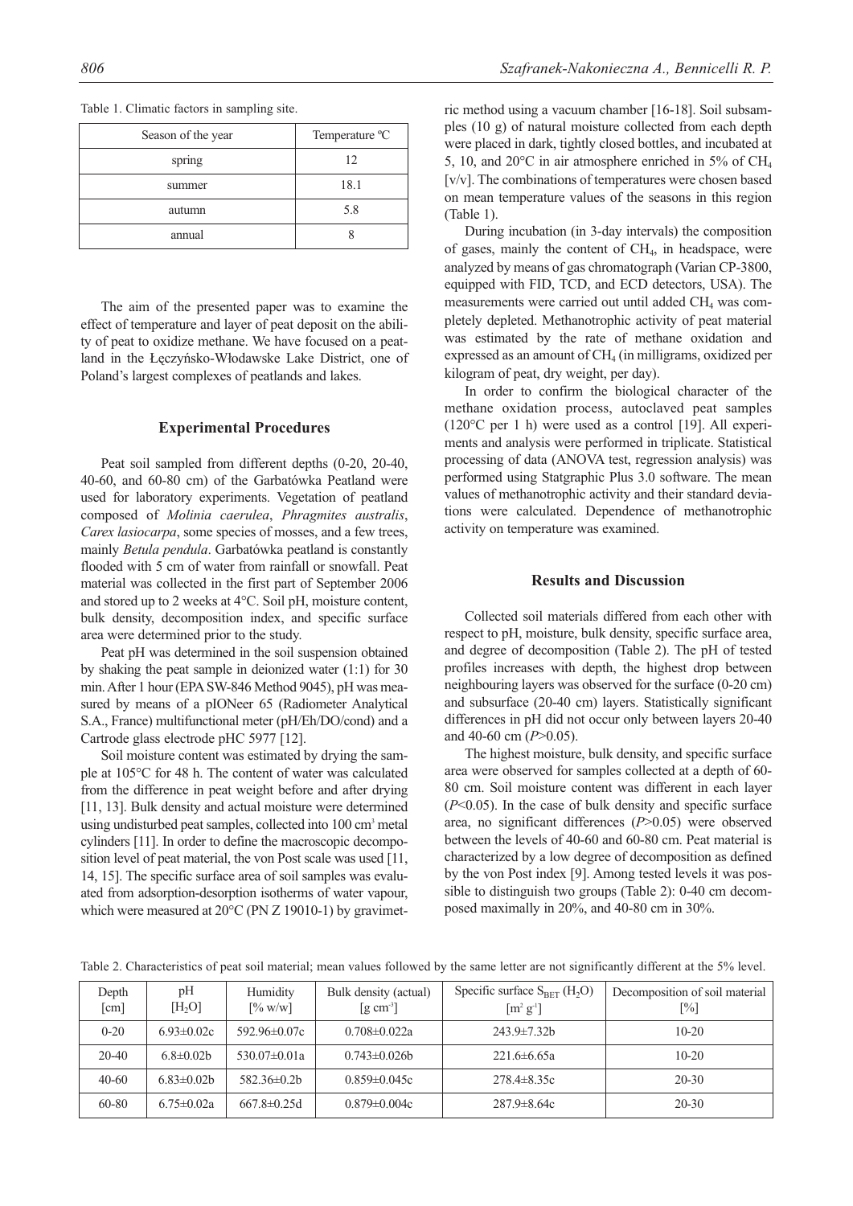Table 1. Climatic factors in sampling site.

| Season of the year | Temperature ºC |
|---|---|
| spring | 12 |
| summer | 18.1 |
| autumn | 5.8 |
| annual | 8 |

The aim of the presented paper was to examine the effect of temperature and layer of peat deposit on the ability of peat to oxidize methane. We have focused on a peatland in the Łęczyńsko-Włodawske Lake District, one of Poland's largest complexes of peatlands and lakes.

## Experimental Procedures

Peat soil sampled from different depths (0-20, 20-40, 40-60, and 60-80 cm) of the Garbatówka Peatland were used for laboratory experiments. Vegetation of peatland composed of *Molinia caerulea*, *Phragmites australis*, *Carex lasiocarpa*, some species of mosses, and a few trees, mainly *Betula pendula*. Garbatówka peatland is constantly flooded with 5 cm of water from rainfall or snowfall. Peat material was collected in the first part of September 2006 and stored up to 2 weeks at 4°C. Soil pH, moisture content, bulk density, decomposition index, and specific surface area were determined prior to the study.

Peat pH was determined in the soil suspension obtained by shaking the peat sample in deionized water (1:1) for 30 min. After 1 hour (EPA SW-846 Method 9045), pH was measured by means of a pIONeer 65 (Radiometer Analytical S.A., France) multifunctional meter (pH/Eh/DO/cond) and a Cartrode glass electrode pHC 5977 [12].

Soil moisture content was estimated by drying the sample at 105°C for 48 h. The content of water was calculated from the difference in peat weight before and after drying [11, 13]. Bulk density and actual moisture were determined using undisturbed peat samples, collected into 100 $cm^3$ metal cylinders [11]. In order to define the macroscopic decomposition level of peat material, the von Post scale was used [11, 14, 15]. The specific surface area of soil samples was evaluated from adsorption-desorption isotherms of water vapour, which were measured at 20°C (PN Z 19010-1) by gravimetric method using a vacuum chamber [16-18]. Soil subsamples (10 g) of natural moisture collected from each depth were placed in dark, tightly closed bottles, and incubated at 5, 10, and 20°C in air atmosphere enriched in 5% of $CH_4$ [v/v]. The combinations of temperatures were chosen based on mean temperature values of the seasons in this region (Table 1).

During incubation (in 3-day intervals) the composition of gases, mainly the content of $CH_4$, in headspace, were analyzed by means of gas chromatograph (Varian CP-3800, equipped with FID, TCD, and ECD detectors, USA). The measurements were carried out until added $CH_4$ was completely depleted. Methanotrophic activity of peat material was estimated by the rate of methane oxidation and expressed as an amount of $CH_4$ (in milligrams, oxidized per kilogram of peat, dry weight, per day).

In order to confirm the biological character of the methane oxidation process, autoclaved peat samples (120°C per 1 h) were used as a control [19]. All experiments and analysis were performed in triplicate. Statistical processing of data (ANOVA test, regression analysis) was performed using Statgraphic Plus 3.0 software. The mean values of methanotrophic activity and their standard deviations were calculated. Dependence of methanotrophic activity on temperature was examined.

## Results and Discussion

Collected soil materials differed from each other with respect to pH, moisture, bulk density, specific surface area, and degree of decomposition (Table 2). The pH of tested profiles increases with depth, the highest drop between neighbouring layers was observed for the surface (0-20 cm) and subsurface (20-40 cm) layers. Statistically significant differences in pH did not occur only between layers 20-40 and 40-60 cm ($P$>0.05).

The highest moisture, bulk density, and specific surface area were observed for samples collected at a depth of 60-80 cm. Soil moisture content was different in each layer ($P$<0.05). In the case of bulk density and specific surface area, no significant differences ($P$>0.05) were observed between the levels of 40-60 and 60-80 cm. Peat material is characterized by a low degree of decomposition as defined by the von Post index [9]. Among tested levels it was possible to distinguish two groups (Table 2): 0-40 cm decomposed maximally in 20%, and 40-80 cm in 30%.

Table 2. Characteristics of peat soil material; mean values followed by the same letter are not significantly different at the 5% level.

| Depth [cm] | pH [$H_2O$] | Humidity [% w/w] | Bulk density (actual) [g $cm^{-3}$] | Specific surface $S_{BET}$ ($H_2O$) [$m^2$ $g^{-1}$] | Decomposition of soil material [%] |
|---|---|---|---|---|---|
| 0-20 | 6.93±0.02c | 592.96±0.07c | 0.708±0.022a | 243.9±7.32b | 10-20 |
| 20-40 | 6.8±0.02b | 530.07±0.01a | 0.743±0.026b | 221.6±6.65a | 10-20 |
| 40-60 | 6.83±0.02b | 582.36±0.2b | 0.859±0.045c | 278.4±8.35c | 20-30 |
| 60-80 | 6.75±0.02a | 667.8±0.25d | 0.879±0.004c | 287.9±8.64c | 20-30 |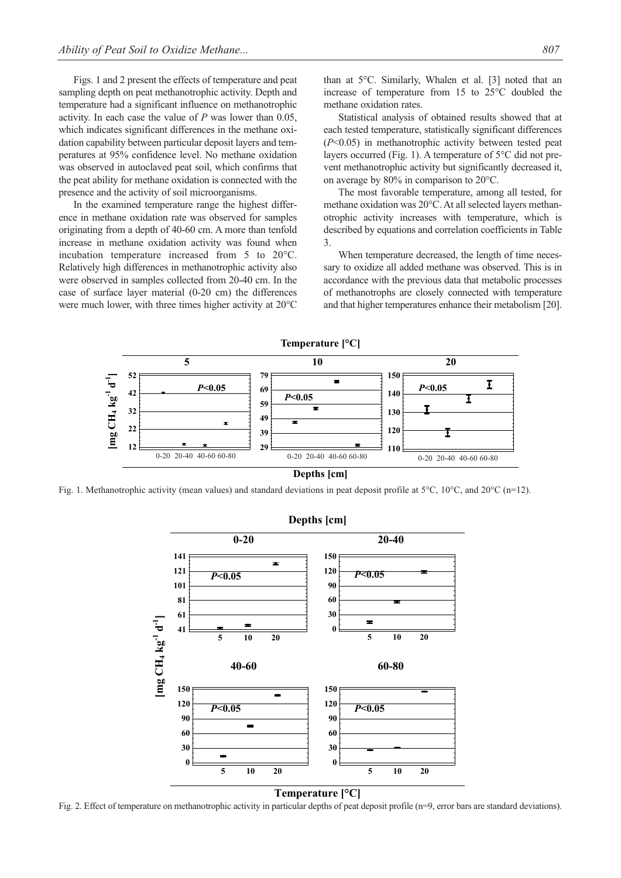Figs. 1 and 2 present the effects of temperature and peat sampling depth on peat methanotrophic activity. Depth and temperature had a significant influence on methanotrophic activity. In each case the value of *P* was lower than 0.05, which indicates significant differences in the methane oxidation capability between particular deposit layers and temperatures at 95% confidence level. No methane oxidation was observed in autoclaved peat soil, which confirms that the peat ability for methane oxidation is connected with the presence and the activity of soil microorganisms.

In the examined temperature range the highest difference in methane oxidation rate was observed for samples originating from a depth of 40-60 cm. A more than tenfold increase in methane oxidation activity was found when incubation temperature increased from 5 to 20°C. Relatively high differences in methanotrophic activity also were observed in samples collected from 20-40 cm. In the case of surface layer material (0-20 cm) the differences were much lower, with three times higher activity at 20°C than at 5°C. Similarly, Whalen et al. [3] noted that an increase of temperature from 15 to 25°C doubled the methane oxidation rates.

Statistical analysis of obtained results showed that at each tested temperature, statistically significant differences ($P<0.05$) in methanotrophic activity between tested peat layers occurred (Fig. 1). A temperature of 5°C did not prevent methanotrophic activity but significantly decreased it, on average by 80% in comparison to 20°C.

The most favorable temperature, among all tested, for methane oxidation was 20°C. At all selected layers methanotrophic activity increases with temperature, which is described by equations and correlation coefficients in Table 3.

When temperature decreased, the length of time necessary to oxidize all added methane was observed. This is in accordance with the previous data that metabolic processes of methanotrophs are closely connected with temperature and that higher temperatures enhance their metabolism [20].

Fig. 1. Methanotrophic activity (mean values) and standard deviations in peat deposit profile at 5°C, 10°C, and 20°C (n=12).

Fig. 2. Effect of temperature on methanotrophic activity in particular depths of peat deposit profile (n=9, error bars are standard deviations).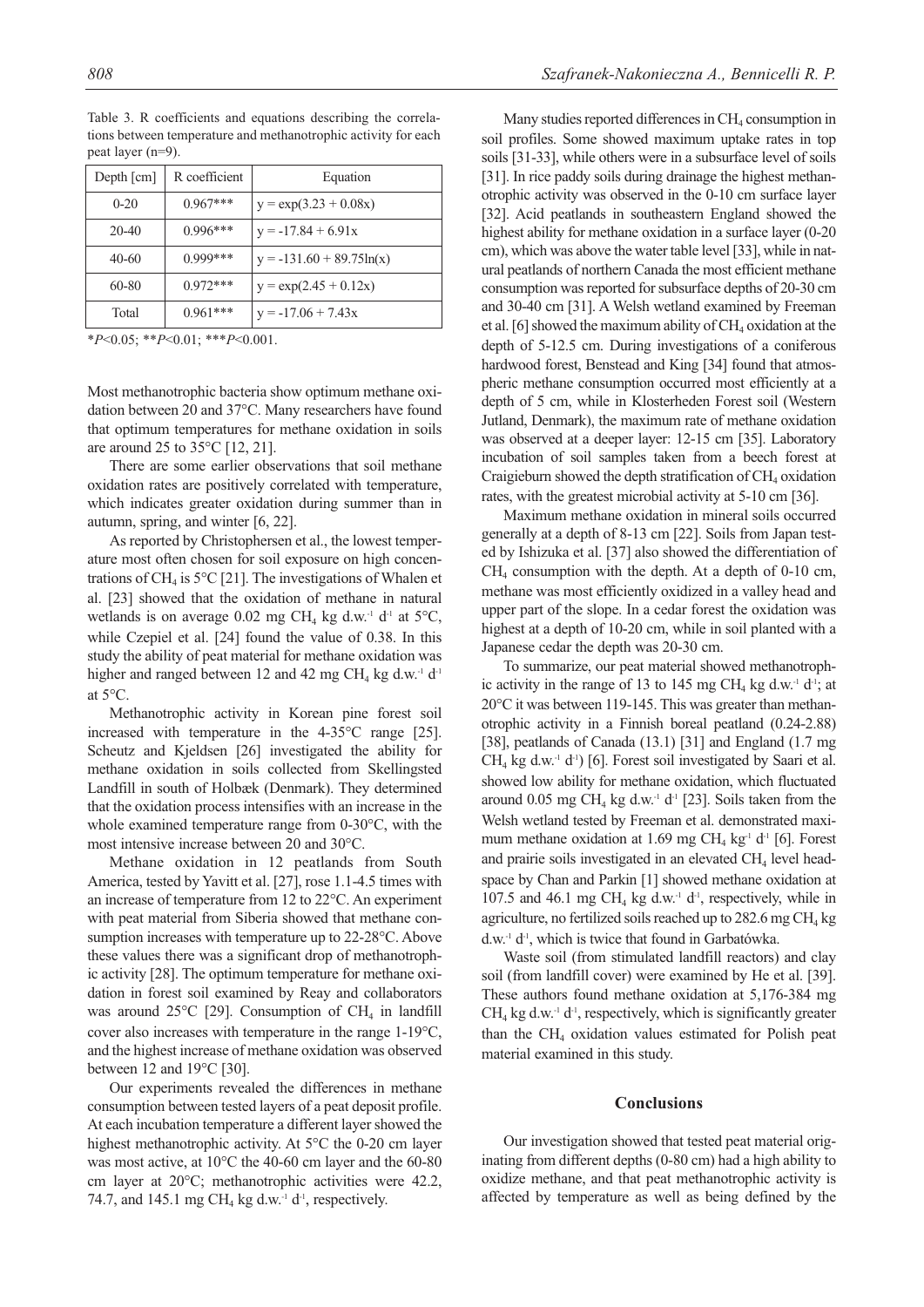Table 3. R coefficients and equations describing the correlations between temperature and methanotrophic activity for each peat layer (n=9).

| Depth [cm] | R coefficient | Equation |
|---|---|---|
| 0-20 | 0.967*** | $y = \exp(3.23 + 0.08x)$ |
| 20-40 | 0.996*** | $y = -17.84 + 6.91x$ |
| 40-60 | 0.999*** | $y = -131.60 + 89.75\ln(x)$ |
| 60-80 | 0.972*** | $y = \exp(2.45 + 0.12x)$ |
| Total | 0.961*** | $y = -17.06 + 7.43x$ |

*$P$<0.05; **$P$<0.01; ***$P$<0.001.

Most methanotrophic bacteria show optimum methane oxidation between 20 and 37°C. Many researchers have found that optimum temperatures for methane oxidation in soils are around 25 to 35°C [12, 21].

There are some earlier observations that soil methane oxidation rates are positively correlated with temperature, which indicates greater oxidation during summer than in autumn, spring, and winter [6, 22].

As reported by Christophersen et al., the lowest temperature most often chosen for soil exposure on high concentrations of $CH_4$ is 5°C [21]. The investigations of Whalen et al. [23] showed that the oxidation of methane in natural wetlands is on average 0.02 mg $CH_4$ kg d.w.$^{-1}$ d$^{-1}$ at 5°C, while Czepiel et al. [24] found the value of 0.38. In this study the ability of peat material for methane oxidation was higher and ranged between 12 and 42 mg $CH_4$ kg d.w.$^{-1}$ d$^{-1}$ at 5°C.

Methanotrophic activity in Korean pine forest soil increased with temperature in the 4-35°C range [25]. Scheutz and Kjeldsen [26] investigated the ability for methane oxidation in soils collected from Skellingsted Landfill in south of Holbæk (Denmark). They determined that the oxidation process intensifies with an increase in the whole examined temperature range from 0-30°C, with the most intensive increase between 20 and 30°C.

Methane oxidation in 12 peatlands from South America, tested by Yavitt et al. [27], rose 1.1-4.5 times with an increase of temperature from 12 to 22°C. An experiment with peat material from Siberia showed that methane consumption increases with temperature up to 22-28°C. Above these values there was a significant drop of methanotrophic activity [28]. The optimum temperature for methane oxidation in forest soil examined by Reay and collaborators was around 25°C [29]. Consumption of $CH_4$ in landfill cover also increases with temperature in the range 1-19°C, and the highest increase of methane oxidation was observed between 12 and 19°C [30].

Our experiments revealed the differences in methane consumption between tested layers of a peat deposit profile. At each incubation temperature a different layer showed the highest methanotrophic activity. At 5°C the 0-20 cm layer was most active, at 10°C the 40-60 cm layer and the 60-80 cm layer at 20°C; methanotrophic activities were 42.2, 74.7, and 145.1 mg $CH_4$ kg d.w.$^{-1}$ d$^{-1}$, respectively.

Many studies reported differences in $CH_4$ consumption in soil profiles. Some showed maximum uptake rates in top soils [31-33], while others were in a subsurface level of soils [31]. In rice paddy soils during drainage the highest methanotrophic activity was observed in the 0-10 cm surface layer [32]. Acid peatlands in southeastern England showed the highest ability for methane oxidation in a surface layer (0-20 cm), which was above the water table level [33], while in natural peatlands of northern Canada the most efficient methane consumption was reported for subsurface depths of 20-30 cm and 30-40 cm [31]. A Welsh wetland examined by Freeman et al. [6] showed the maximum ability of $CH_4$ oxidation at the depth of 5-12.5 cm. During investigations of a coniferous hardwood forest, Benstead and King [34] found that atmospheric methane consumption occurred most efficiently at a depth of 5 cm, while in Klosterheden Forest soil (Western Jutland, Denmark), the maximum rate of methane oxidation was observed at a deeper layer: 12-15 cm [35]. Laboratory incubation of soil samples taken from a beech forest at Craigieburn showed the depth stratification of $CH_4$ oxidation rates, with the greatest microbial activity at 5-10 cm [36].

Maximum methane oxidation in mineral soils occurred generally at a depth of 8-13 cm [22]. Soils from Japan tested by Ishizuka et al. [37] also showed the differentiation of $CH_4$ consumption with the depth. At a depth of 0-10 cm, methane was most efficiently oxidized in a valley head and upper part of the slope. In a cedar forest the oxidation was highest at a depth of 10-20 cm, while in soil planted with a Japanese cedar the depth was 20-30 cm.

To summarize, our peat material showed methanotrophic activity in the range of 13 to 145 mg $CH_4$ kg d.w.$^{-1}$ d$^{-1}$; at 20°C it was between 119-145. This was greater than methanotrophic activity in a Finnish boreal peatland (0.24-2.88) [38], peatlands of Canada (13.1) [31] and England (1.7 mg $CH_4$ kg d.w.$^{-1}$ d$^{-1}$) [6]. Forest soil investigated by Saari et al. showed low ability for methane oxidation, which fluctuated around 0.05 mg $CH_4$ kg d.w.$^{-1}$ d$^{-1}$ [23]. Soils taken from the Welsh wetland tested by Freeman et al. demonstrated maximum methane oxidation at 1.69 mg $CH_4$ kg$^{-1}$ d$^{-1}$ [6]. Forest and prairie soils investigated in an elevated $CH_4$ level headspace by Chan and Parkin [1] showed methane oxidation at 107.5 and 46.1 mg $CH_4$ kg d.w.$^{-1}$ d$^{-1}$, respectively, while in agriculture, no fertilized soils reached up to 282.6 mg $CH_4$ kg d.w.$^{-1}$ d$^{-1}$, which is twice that found in Garbatówka.

Waste soil (from stimulated landfill reactors) and clay soil (from landfill cover) were examined by He et al. [39]. These authors found methane oxidation at 5,176-384 mg $CH_4$ kg d.w.$^{-1}$ d$^{-1}$, respectively, which is significantly greater than the $CH_4$ oxidation values estimated for Polish peat material examined in this study.

## Conclusions

Our investigation showed that tested peat material originating from different depths (0-80 cm) had a high ability to oxidize methane, and that peat methanotrophic activity is affected by temperature as well as being defined by the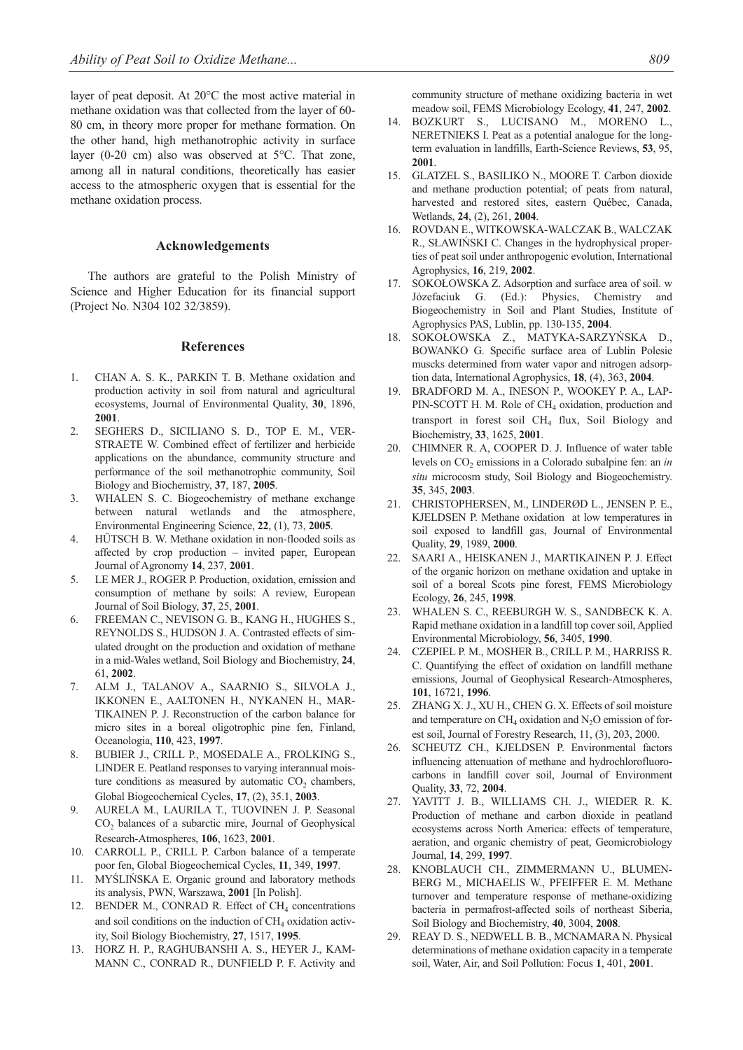layer of peat deposit. At 20°C the most active material in methane oxidation was that collected from the layer of 60-80 cm, in theory more proper for methane formation. On the other hand, high methanotrophic activity in surface layer (0-20 cm) also was observed at 5°C. That zone, among all in natural conditions, theoretically has easier access to the atmospheric oxygen that is essential for the methane oxidation process.

## Acknowledgements

The authors are grateful to the Polish Ministry of Science and Higher Education for its financial support (Project No. N304 102 32/3859).

## References

1. CHAN A. S. K., PARKIN T. B. Methane oxidation and production activity in soil from natural and agricultural ecosystems, Journal of Environmental Quality, **30**, 1896, **2001**.
2. SEGHERS D., SICILIANO S. D., TOP E. M., VERSTRAETE W. Combined effect of fertilizer and herbicide applications on the abundance, community structure and performance of the soil methanotrophic community, Soil Biology and Biochemistry, **37**, 187, **2005**.
3. WHALEN S. C. Biogeochemistry of methane exchange between natural wetlands and the atmosphere, Environmental Engineering Science, **22**, (1), 73, **2005**.
4. HÜTSCH B. W. Methane oxidation in non-flooded soils as affected by crop production – invited paper, European Journal of Agronomy **14**, 237, **2001**.
5. LE MER J., ROGER P. Production, oxidation, emission and consumption of methane by soils: A review, European Journal of Soil Biology, **37**, 25, **2001**.
6. FREEMAN C., NEVISON G. B., KANG H., HUGHES S., REYNOLDS S., HUDSON J. A. Contrasted effects of simulated drought on the production and oxidation of methane in a mid-Wales wetland, Soil Biology and Biochemistry, **24**, 61, **2002**.
7. ALM J., TALANOV A., SAARNIO S., SILVOLA J., IKKONEN E., AALTONEN H., NYKANEN H., MARTIKAINEN P. J. Reconstruction of the carbon balance for micro sites in a boreal oligotrophic pine fen, Finland, Oceanologia, **110**, 423, **1997**.
8. BUBIER J., CRILL P., MOSEDALE A., FROLKING S., LINDER E. Peatland responses to varying interannual moisture conditions as measured by automatic $CO_2$ chambers, Global Biogeochemical Cycles, **17**, (2), 35.1, **2003**.
9. AURELA M., LAURILA T., TUOVINEN J. P. Seasonal $CO_2$ balances of a subarctic mire, Journal of Geophysical Research-Atmospheres, **106**, 1623, **2001**.
10. CARROLL P., CRILL P. Carbon balance of a temperate poor fen, Global Biogeochemical Cycles, **11**, 349, **1997**.
11. MYŚLIŃSKA E. Organic ground and laboratory methods its analysis, PWN, Warszawa, **2001** [In Polish].
12. BENDER M., CONRAD R. Effect of $CH_4$ concentrations and soil conditions on the induction of $CH_4$ oxidation activity, Soil Biology Biochemistry, **27**, 1517, **1995**.
13. HORZ H. P., RAGHUBANSHI A. S., HEYER J., KAMMANN C., CONRAD R., DUNFIELD P. F. Activity and community structure of methane oxidizing bacteria in wet meadow soil, FEMS Microbiology Ecology, **41**, 247, **2002**.
14. BOZKURT S., LUCISANO M., MORENO L., NERETNIEKS I. Peat as a potential analogue for the long-term evaluation in landfills, Earth-Science Reviews, **53**, 95, **2001**.
15. GLATZEL S., BASILIKO N., MOORE T. Carbon dioxide and methane production potential; of peats from natural, harvested and restored sites, eastern Québec, Canada, Wetlands, **24**, (2), 261, **2004**.
16. ROVDAN E., WITKOWSKA-WALCZAK B., WALCZAK R., SŁAWIŃSKI C. Changes in the hydrophysical properties of peat soil under anthropogenic evolution, International Agrophysics, **16**, 219, **2002**.
17. SOKOŁOWSKA Z. Adsorption and surface area of soil. w Józefaciuk G. (Ed.): Physics, Chemistry and Biogeochemistry in Soil and Plant Studies, Institute of Agrophysics PAS, Lublin, pp. 130-135, **2004**.
18. SOKOŁOWSKA Z., MATYKA-SARZYŃSKA D., BOWANKO G. Specific surface area of Lublin Polesie muscks determined from water vapor and nitrogen adsorption data, International Agrophysics, **18**, (4), 363, **2004**.
19. BRADFORD M. A., INESON P., WOOKEY P. A., LAPPIN-SCOTT H. M. Role of $CH_4$ oxidation, production and transport in forest soil $CH_4$ flux, Soil Biology and Biochemistry, **33**, 1625, **2001**.
20. CHIMNER R. A, COOPER D. J. Influence of water table levels on $CO_2$ emissions in a Colorado subalpine fen: an *in situ* microcosm study, Soil Biology and Biogeochemistry. **35**, 345, **2003**.
21. CHRISTOPHERSEN, M., LINDERØD L., JENSEN P. E., KJELDSEN P. Methane oxidation at low temperatures in soil exposed to landfill gas, Journal of Environmental Quality, **29**, 1989, **2000**.
22. SAARI A., HEISKANEN J., MARTIKAINEN P. J. Effect of the organic horizon on methane oxidation and uptake in soil of a boreal Scots pine forest, FEMS Microbiology Ecology, **26**, 245, **1998**.
23. WHALEN S. C., REEBURGH W. S., SANDBECK K. A. Rapid methane oxidation in a landfill top cover soil, Applied Environmental Microbiology, **56**, 3405, **1990**.
24. CZEPIEL P. M., MOSHER B., CRILL P. M., HARRISS R. C. Quantifying the effect of oxidation on landfill methane emissions, Journal of Geophysical Research-Atmospheres, **101**, 16721, **1996**.
25. ZHANG X. J., XU H., CHEN G. X. Effects of soil moisture and temperature on $CH_4$ oxidation and $N_2O$ emission of forest soil, Journal of Forestry Research, 11, (3), 203, 2000.
26. SCHEUTZ CH., KJELDSEN P. Environmental factors influencing attenuation of methane and hydrochlorofluorocarbons in landfill cover soil, Journal of Environment Quality, **33**, 72, **2004**.
27. YAVITT J. B., WILLIAMS CH. J., WIEDER R. K. Production of methane and carbon dioxide in peatland ecosystems across North America: effects of temperature, aeration, and organic chemistry of peat, Geomicrobiology Journal, **14**, 299, **1997**.
28. KNOBLAUCH CH., ZIMMERMANN U., BLUMENBERG M., MICHAELIS W., PFEIFFER E. M. Methane turnover and temperature response of methane-oxidizing bacteria in permafrost-affected soils of northeast Siberia, Soil Biology and Biochemistry, **40**, 3004, **2008**.
29. REAY D. S., NEDWELL B. B., MCNAMARA N. Physical determinations of methane oxidation capacity in a temperate soil, Water, Air, and Soil Pollution: Focus **1**, 401, **2001**.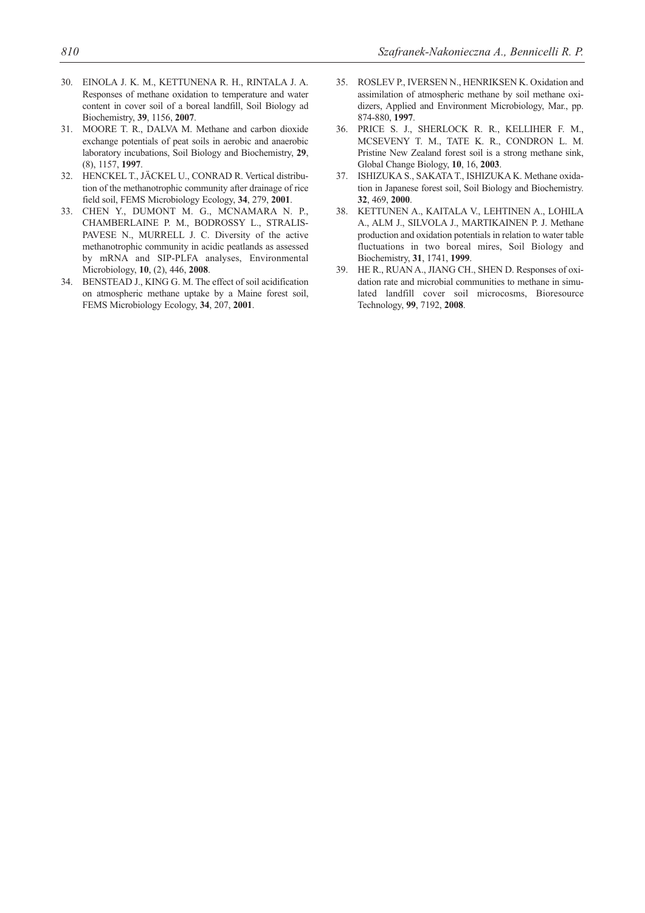30. EINOLA J. K. M., KETTUNENA R. H., RINTALA J. A. Responses of methane oxidation to temperature and water content in cover soil of a boreal landfill, Soil Biology ad Biochemistry, **39**, 1156, **2007**.
31. MOORE T. R., DALVA M. Methane and carbon dioxide exchange potentials of peat soils in aerobic and anaerobic laboratory incubations, Soil Biology and Biochemistry, **29**, (8), 1157, **1997**.
32. HENCKEL T., JÄCKEL U., CONRAD R. Vertical distribution of the methanotrophic community after drainage of rice field soil, FEMS Microbiology Ecology, **34**, 279, **2001**.
33. CHEN Y., DUMONT M. G., MCNAMARA N. P., CHAMBERLAINE P. M., BODROSSY L., STRALIS-PAVESE N., MURRELL J. C. Diversity of the active methanotrophic community in acidic peatlands as assessed by mRNA and SIP-PLFA analyses, Environmental Microbiology, **10**, (2), 446, **2008**.
34. BENSTEAD J., KING G. M. The effect of soil acidification on atmospheric methane uptake by a Maine forest soil, FEMS Microbiology Ecology, **34**, 207, **2001**.
35. ROSLEV P., IVERSEN N., HENRIKSEN K. Oxidation and assimilation of atmospheric methane by soil methane oxidizers, Applied and Environment Microbiology, Mar., pp. 874-880, **1997**.
36. PRICE S. J., SHERLOCK R. R., KELLIHER F. M., MCSEVENY T. M., TATE K. R., CONDRON L. M. Pristine New Zealand forest soil is a strong methane sink, Global Change Biology, **10**, 16, **2003**.
37. ISHIZUKA S., SAKATA T., ISHIZUKA K. Methane oxidation in Japanese forest soil, Soil Biology and Biochemistry. **32**, 469, **2000**.
38. KETTUNEN A., KAITALA V., LEHTINEN A., LOHILA A., ALM J., SILVOLA J., MARTIKAINEN P. J. Methane production and oxidation potentials in relation to water table fluctuations in two boreal mires, Soil Biology and Biochemistry, **31**, 1741, **1999**.
39. HE R., RUAN A., JIANG CH., SHEN D. Responses of oxidation rate and microbial communities to methane in simulated landfill cover soil microcosms, Bioresource Technology, **99**, 7192, **2008**.